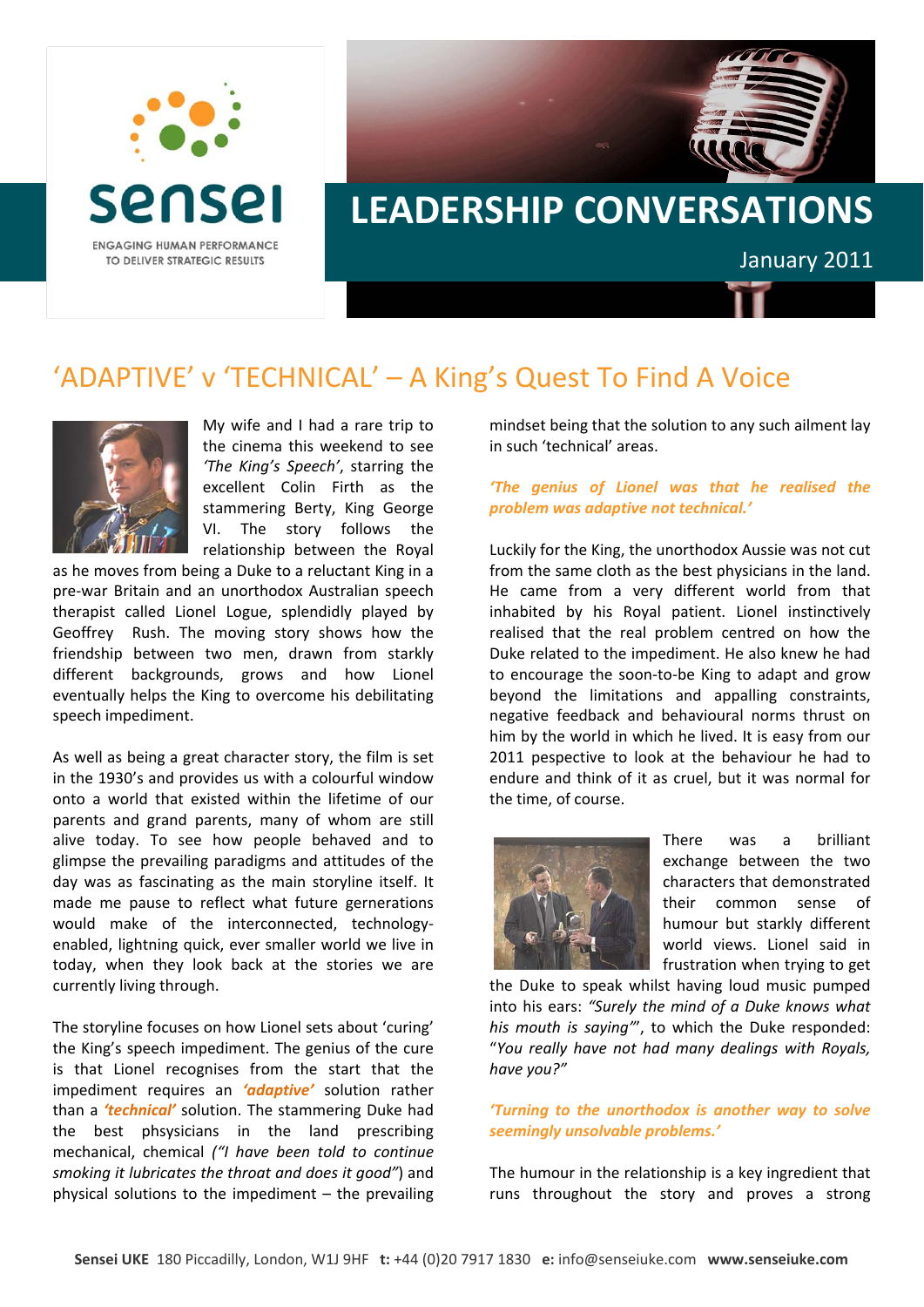sensei

ENGAGING HUMAN PERFORMANCE TO DELIVER STRATEGIC RESULTS

# LEADERSHIP CONVERSATIONS

January 2011

## 'ADAPTIVE' v 'TECHNICAL' – A King's Quest To Find A Voice

My wife and I had a rare trip to the cinema this weekend to see *'The King's Speech'*, starring the excellent Colin Firth as the stammering Berty, King George VI. The story follows the relationship between the Royal as he moves from being a Duke to a reluctant King in a pre-war Britain and an unorthodox Australian speech therapist called Lionel Logue, splendidly played by Geoffrey Rush. The moving story shows how the friendship between two men, drawn from starkly different backgrounds, grows and how Lionel eventually helps the King to overcome his debilitating speech impediment.

As well as being a great character story, the film is set in the 1930's and provides us with a colourful window onto a world that existed within the lifetime of our parents and grand parents, many of whom are still alive today. To see how people behaved and to glimpse the prevailing paradigms and attitudes of the day was as fascinating as the main storyline itself. It made me pause to reflect what future gernerations would make of the interconnected, technology-enabled, lightning quick, ever smaller world we live in today, when they look back at the stories we are currently living through.

The storyline focuses on how Lionel sets about 'curing' the King's speech impediment. The genius of the cure is that Lionel recognises from the start that the impediment requires an ***'adaptive'*** solution rather than a ***'technical'*** solution. The stammering Duke had the best phsysicians in the land prescribing mechanical, chemical *("I have been told to continue smoking it lubricates the throat and does it good"*) and physical solutions to the impediment – the prevailing mindset being that the solution to any such ailment lay in such 'technical' areas.

***'The genius of Lionel was that he realised the problem was adaptive not technical.'***

Luckily for the King, the unorthodox Aussie was not cut from the same cloth as the best physicians in the land. He came from a very different world from that inhabited by his Royal patient. Lionel instinctively realised that the real problem centred on how the Duke related to the impediment. He also knew he had to encourage the soon-to-be King to adapt and grow beyond the limitations and appalling constraints, negative feedback and behavioural norms thrust on him by the world in which he lived. It is easy from our 2011 pespective to look at the behaviour he had to endure and think of it as cruel, but it was normal for the time, of course.

There was a brilliant exchange between the two characters that demonstrated their common sense of humour but starkly different world views. Lionel said in frustration when trying to get the Duke to speak whilst having loud music pumped into his ears: *"Surely the mind of a Duke knows what his mouth is saying"*', to which the Duke responded: "*You really have not had many dealings with Royals, have you?"*

***'Turning to the unorthodox is another way to solve seemingly unsolvable problems.'***

The humour in the relationship is a key ingredient that runs throughout the story and proves a strong

**Sensei UKE** 180 Piccadilly, London, W1J 9HF **t:** +44 (0)20 7917 1830 **e:** info@senseiuke.com **www.senseiuke.com**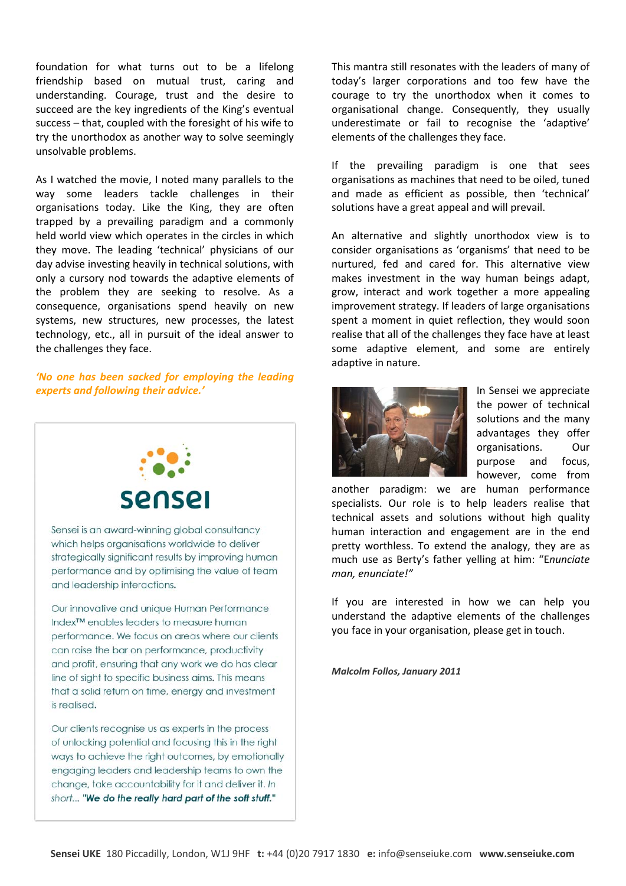foundation for what turns out to be a lifelong friendship based on mutual trust, caring and understanding. Courage, trust and the desire to succeed are the key ingredients of the King's eventual success – that, coupled with the foresight of his wife to try the unorthodox as another way to solve seemingly unsolvable problems.

As I watched the movie, I noted many parallels to the way some leaders tackle challenges in their organisations today. Like the King, they are often trapped by a prevailing paradigm and a commonly held world view which operates in the circles in which they move. The leading 'technical' physicians of our day advise investing heavily in technical solutions, with only a cursory nod towards the adaptive elements of the problem they are seeking to resolve. As a consequence, organisations spend heavily on new systems, new structures, new processes, the latest technology, etc., all in pursuit of the ideal answer to the challenges they face.

*'No one has been sacked for employing the leading experts and following their advice.'*

**sensei**

Sensei is an award-winning global consultancy which helps organisations worldwide to deliver strategically significant results by improving human performance and by optimising the value of team and leadership interactions.

Our innovative and unique Human Performance Index™ enables leaders to measure human performance. We focus on areas where our clients can raise the bar on performance, productivity and profit, ensuring that any work we do has clear line of sight to specific business aims. This means that a solid return on time, energy and investment is realised.

Our clients recognise us as experts in the process of unlocking potential and focusing this in the right ways to achieve the right outcomes, by emotionally engaging leaders and leadership teams to own the change, take accountability for it and deliver it. *In short... "**We do the really hard part of the soft stuff.**"*

This mantra still resonates with the leaders of many of today's larger corporations and too few have the courage to try the unorthodox when it comes to organisational change. Consequently, they usually underestimate or fail to recognise the 'adaptive' elements of the challenges they face.

If the prevailing paradigm is one that sees organisations as machines that need to be oiled, tuned and made as efficient as possible, then 'technical' solutions have a great appeal and will prevail.

An alternative and slightly unorthodox view is to consider organisations as 'organisms' that need to be nurtured, fed and cared for. This alternative view makes investment in the way human beings adapt, grow, interact and work together a more appealing improvement strategy. If leaders of large organisations spent a moment in quiet reflection, they would soon realise that all of the challenges they face have at least some adaptive element, and some are entirely adaptive in nature.

In Sensei we appreciate the power of technical solutions and the many advantages they offer organisations. Our purpose and focus, however, come from another paradigm: we are human performance specialists. Our role is to help leaders realise that technical assets and solutions without high quality human interaction and engagement are in the end pretty worthless. To extend the analogy, they are as much use as Berty's father yelling at him: "E*nunciate man, enunciate!"*

If you are interested in how we can help you understand the adaptive elements of the challenges you face in your organisation, please get in touch.

***Malcolm Follos, January 2011***

**Sensei UKE** 180 Piccadilly, London, W1J 9HF **t:** +44 (0)20 7917 1830 **e:** info@senseiuke.com **www.senseiuke.com**